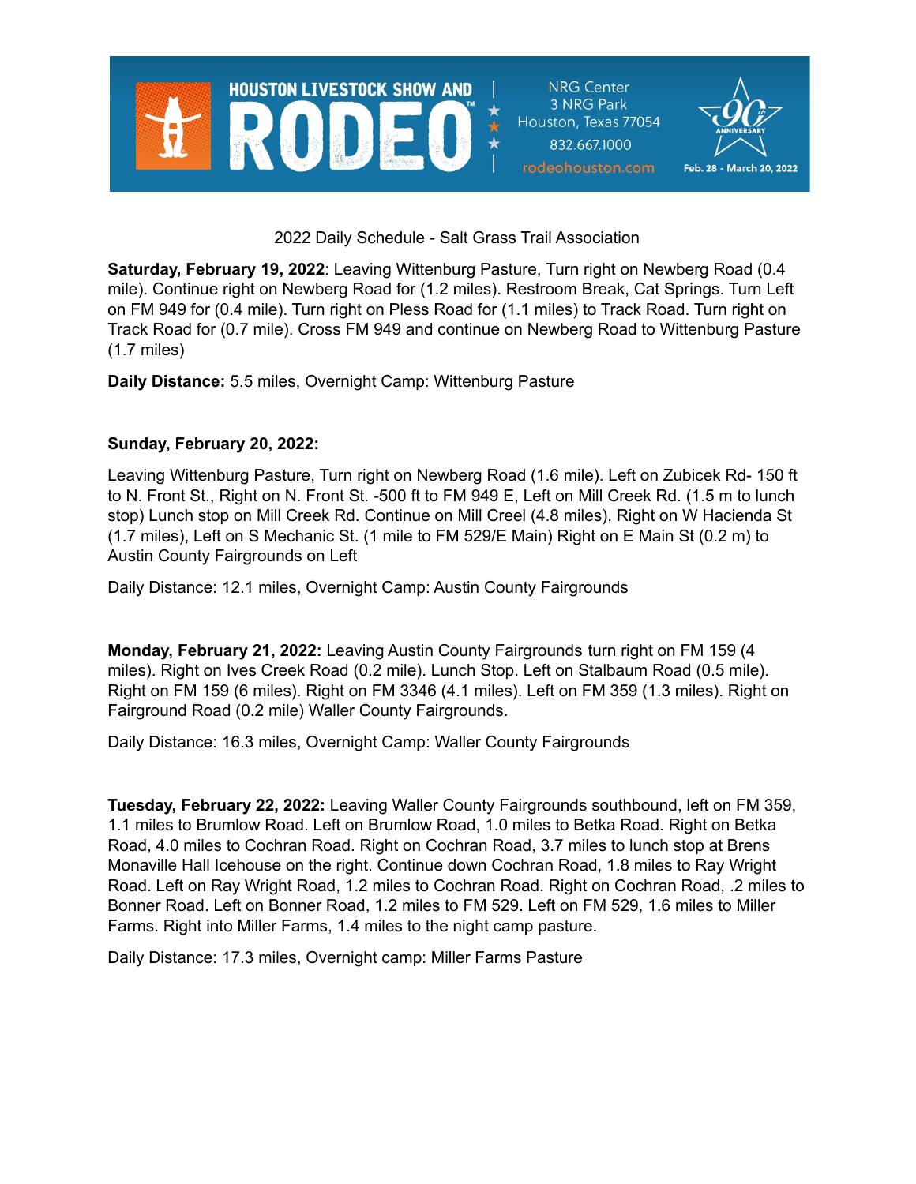HOUSTON LIVESTOCK SHOW AND RODEO™

NRG Center
3 NRG Park
Houston, Texas 77054
832.667.1000
rodeohouston.com

90th ANNIVERSARY
Feb. 28 - March 20, 2022

2022 Daily Schedule - Salt Grass Trail Association

**Saturday, February 19, 2022**: Leaving Wittenburg Pasture, Turn right on Newberg Road (0.4 mile). Continue right on Newberg Road for (1.2 miles). Restroom Break, Cat Springs. Turn Left on FM 949 for (0.4 mile). Turn right on Pless Road for (1.1 miles) to Track Road. Turn right on Track Road for (0.7 mile). Cross FM 949 and continue on Newberg Road to Wittenburg Pasture (1.7 miles)

**Daily Distance:** 5.5 miles, Overnight Camp: Wittenburg Pasture

**Sunday, February 20, 2022:**

Leaving Wittenburg Pasture, Turn right on Newberg Road (1.6 mile). Left on Zubicek Rd- 150 ft to N. Front St., Right on N. Front St. -500 ft to FM 949 E, Left on Mill Creek Rd. (1.5 m to lunch stop) Lunch stop on Mill Creek Rd. Continue on Mill Creel (4.8 miles), Right on W Hacienda St (1.7 miles), Left on S Mechanic St. (1 mile to FM 529/E Main) Right on E Main St (0.2 m) to Austin County Fairgrounds on Left

Daily Distance: 12.1 miles, Overnight Camp: Austin County Fairgrounds

**Monday, February 21, 2022:** Leaving Austin County Fairgrounds turn right on FM 159 (4 miles). Right on Ives Creek Road (0.2 mile). Lunch Stop. Left on Stalbaum Road (0.5 mile). Right on FM 159 (6 miles). Right on FM 3346 (4.1 miles). Left on FM 359 (1.3 miles). Right on Fairground Road (0.2 mile) Waller County Fairgrounds.

Daily Distance: 16.3 miles, Overnight Camp: Waller County Fairgrounds

**Tuesday, February 22, 2022:** Leaving Waller County Fairgrounds southbound, left on FM 359, 1.1 miles to Brumlow Road. Left on Brumlow Road, 1.0 miles to Betka Road. Right on Betka Road, 4.0 miles to Cochran Road. Right on Cochran Road, 3.7 miles to lunch stop at Brens Monaville Hall Icehouse on the right. Continue down Cochran Road, 1.8 miles to Ray Wright Road. Left on Ray Wright Road, 1.2 miles to Cochran Road. Right on Cochran Road, .2 miles to Bonner Road. Left on Bonner Road, 1.2 miles to FM 529. Left on FM 529, 1.6 miles to Miller Farms. Right into Miller Farms, 1.4 miles to the night camp pasture.

Daily Distance: 17.3 miles, Overnight camp: Miller Farms Pasture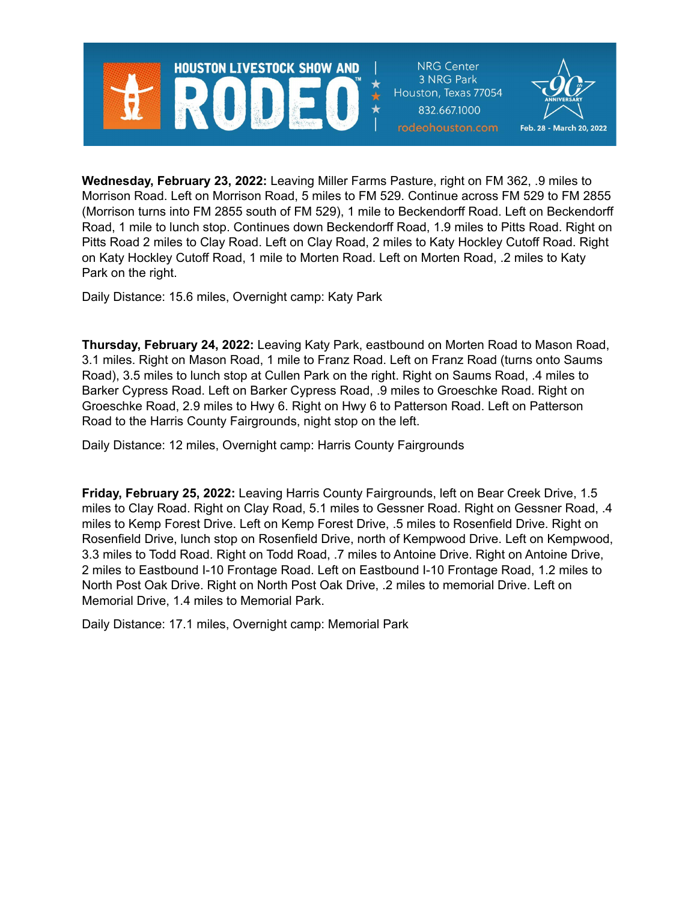**Wednesday, February 23, 2022:** Leaving Miller Farms Pasture, right on FM 362, .9 miles to Morrison Road. Left on Morrison Road, 5 miles to FM 529. Continue across FM 529 to FM 2855 (Morrison turns into FM 2855 south of FM 529), 1 mile to Beckendorff Road. Left on Beckendorff Road, 1 mile to lunch stop. Continues down Beckendorff Road, 1.9 miles to Pitts Road. Right on Pitts Road 2 miles to Clay Road. Left on Clay Road, 2 miles to Katy Hockley Cutoff Road. Right on Katy Hockley Cutoff Road, 1 mile to Morten Road. Left on Morten Road, .2 miles to Katy Park on the right.

Daily Distance: 15.6 miles, Overnight camp: Katy Park

**Thursday, February 24, 2022:** Leaving Katy Park, eastbound on Morten Road to Mason Road, 3.1 miles. Right on Mason Road, 1 mile to Franz Road. Left on Franz Road (turns onto Saums Road), 3.5 miles to lunch stop at Cullen Park on the right. Right on Saums Road, .4 miles to Barker Cypress Road. Left on Barker Cypress Road, .9 miles to Groeschke Road. Right on Groeschke Road, 2.9 miles to Hwy 6. Right on Hwy 6 to Patterson Road. Left on Patterson Road to the Harris County Fairgrounds, night stop on the left.

Daily Distance: 12 miles, Overnight camp: Harris County Fairgrounds

**Friday, February 25, 2022:** Leaving Harris County Fairgrounds, left on Bear Creek Drive, 1.5 miles to Clay Road. Right on Clay Road, 5.1 miles to Gessner Road. Right on Gessner Road, .4 miles to Kemp Forest Drive. Left on Kemp Forest Drive, .5 miles to Rosenfield Drive. Right on Rosenfield Drive, lunch stop on Rosenfield Drive, north of Kempwood Drive. Left on Kempwood, 3.3 miles to Todd Road. Right on Todd Road, .7 miles to Antoine Drive. Right on Antoine Drive, 2 miles to Eastbound I-10 Frontage Road. Left on Eastbound I-10 Frontage Road, 1.2 miles to North Post Oak Drive. Right on North Post Oak Drive, .2 miles to memorial Drive. Left on Memorial Drive, 1.4 miles to Memorial Park.

Daily Distance: 17.1 miles, Overnight camp: Memorial Park